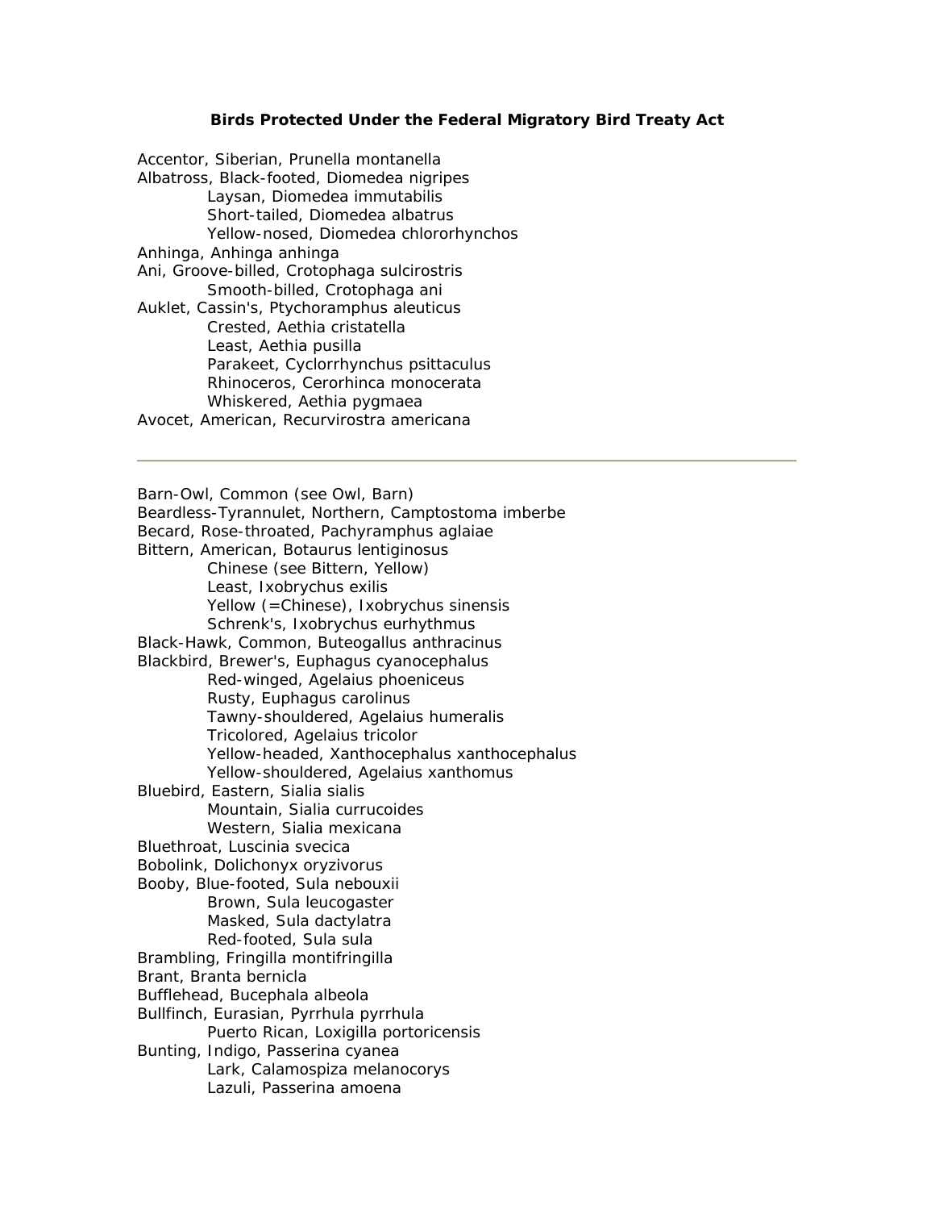# Birds Protected Under the Federal Migratory Bird Treaty Act

Accentor, Siberian, Prunella montanella
Albatross, Black-footed, Diomedea nigripes
    Laysan, Diomedea immutabilis
    Short-tailed, Diomedea albatrus
    Yellow-nosed, Diomedea chlororhynchos
Anhinga, Anhinga anhinga
Ani, Groove-billed, Crotophaga sulcirostris
    Smooth-billed, Crotophaga ani
Auklet, Cassin's, Ptychoramphus aleuticus
    Crested, Aethia cristatella
    Least, Aethia pusilla
    Parakeet, Cyclorrhynchus psittaculus
    Rhinoceros, Cerorhinca monocerata
    Whiskered, Aethia pygmaea
Avocet, American, Recurvirostra americana

---

Barn-Owl, Common (see Owl, Barn)
Beardless-Tyrannulet, Northern, Camptostoma imberbe
Becard, Rose-throated, Pachyramphus aglaiae
Bittern, American, Botaurus lentiginosus
    Chinese (see Bittern, Yellow)
    Least, Ixobrychus exilis
    Yellow (=Chinese), Ixobrychus sinensis
    Schrenk's, Ixobrychus eurhythmus
Black-Hawk, Common, Buteogallus anthracinus
Blackbird, Brewer's, Euphagus cyanocephalus
    Red-winged, Agelaius phoeniceus
    Rusty, Euphagus carolinus
    Tawny-shouldered, Agelaius humeralis
    Tricolored, Agelaius tricolor
    Yellow-headed, Xanthocephalus xanthocephalus
    Yellow-shouldered, Agelaius xanthomus
Bluebird, Eastern, Sialia sialis
    Mountain, Sialia currucoides
    Western, Sialia mexicana
Bluethroat, Luscinia svecica
Bobolink, Dolichonyx oryzivorus
Booby, Blue-footed, Sula nebouxii
    Brown, Sula leucogaster
    Masked, Sula dactylatra
    Red-footed, Sula sula
Brambling, Fringilla montifringilla
Brant, Branta bernicla
Bufflehead, Bucephala albeola
Bullfinch, Eurasian, Pyrrhula pyrrhula
    Puerto Rican, Loxigilla portoricensis
Bunting, Indigo, Passerina cyanea
    Lark, Calamospiza melanocorys
    Lazuli, Passerina amoena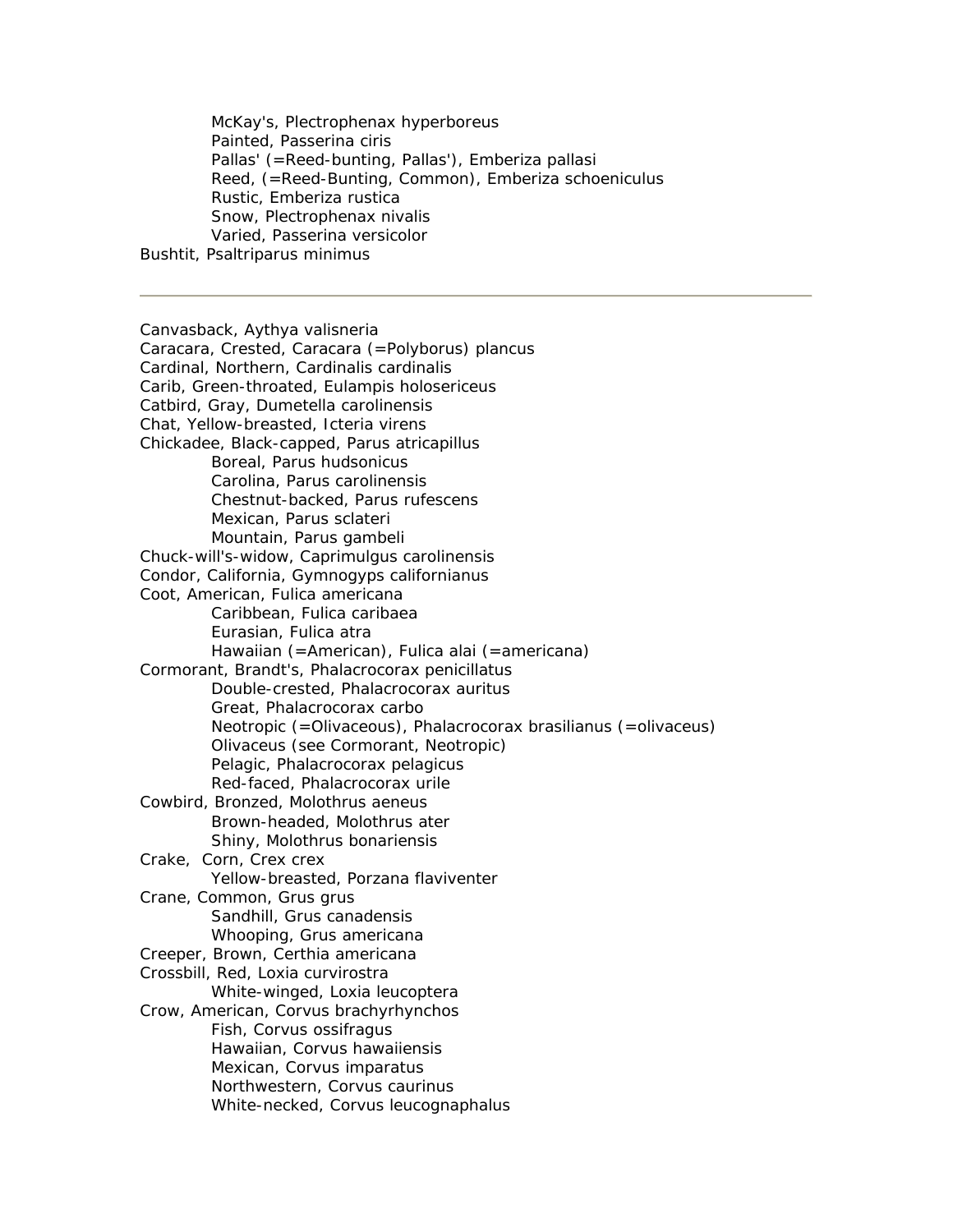McKay's, Plectrophenax hyperboreus
Painted, Passerina ciris
Pallas' (=Reed-bunting, Pallas'), Emberiza pallasi
Reed, (=Reed-Bunting, Common), Emberiza schoeniculus
Rustic, Emberiza rustica
Snow, Plectrophenax nivalis
Varied, Passerina versicolor

Bushtit, Psaltriparus minimus

---

Canvasback, Aythya valisneria
Caracara, Crested, Caracara (=Polyborus) plancus
Cardinal, Northern, Cardinalis cardinalis
Carib, Green-throated, Eulampis holosericeus
Catbird, Gray, Dumetella carolinensis
Chat, Yellow-breasted, Icteria virens
Chickadee, Black-capped, Parus atricapillus
Boreal, Parus hudsonicus
Carolina, Parus carolinensis
Chestnut-backed, Parus rufescens
Mexican, Parus sclateri
Mountain, Parus gambeli
Chuck-will's-widow, Caprimulgus carolinensis
Condor, California, Gymnogyps californianus
Coot, American, Fulica americana
Caribbean, Fulica caribaea
Eurasian, Fulica atra
Hawaiian (=American), Fulica alai (=americana)
Cormorant, Brandt's, Phalacrocorax penicillatus
Double-crested, Phalacrocorax auritus
Great, Phalacrocorax carbo
Neotropic (=Olivaceous), Phalacrocorax brasilianus (=olivaceus)
Olivaceus (see Cormorant, Neotropic)
Pelagic, Phalacrocorax pelagicus
Red-faced, Phalacrocorax urile
Cowbird, Bronzed, Molothrus aeneus
Brown-headed, Molothrus ater
Shiny, Molothrus bonariensis
Crake, Corn, Crex crex
Yellow-breasted, Porzana flaviventer
Crane, Common, Grus grus
Sandhill, Grus canadensis
Whooping, Grus americana
Creeper, Brown, Certhia americana
Crossbill, Red, Loxia curvirostra
White-winged, Loxia leucoptera
Crow, American, Corvus brachyrhynchos
Fish, Corvus ossifragus
Hawaiian, Corvus hawaiiensis
Mexican, Corvus imparatus
Northwestern, Corvus caurinus
White-necked, Corvus leucognaphalus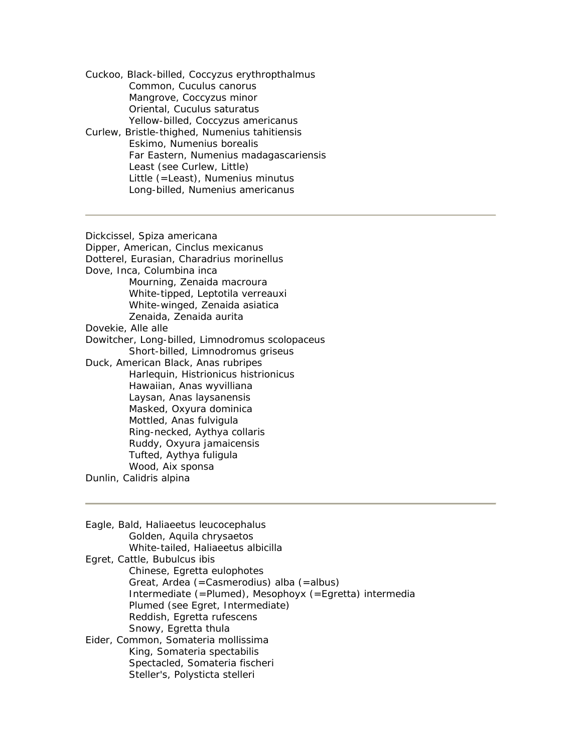Cuckoo, Black-billed, Coccyzus erythropthalmus
- Common, Cuculus canorus
- Mangrove, Coccyzus minor
- Oriental, Cuculus saturatus
- Yellow-billed, Coccyzus americanus

Curlew, Bristle-thighed, Numenius tahitiensis
- Eskimo, Numenius borealis
- Far Eastern, Numenius madagascariensis
- Least (see Curlew, Little)
- Little (=Least), Numenius minutus
- Long-billed, Numenius americanus

---

Dickcissel, Spiza americana

Dipper, American, Cinclus mexicanus

Dotterel, Eurasian, Charadrius morinellus

Dove, Inca, Columbina inca
- Mourning, Zenaida macroura
- White-tipped, Leptotila verreauxi
- White-winged, Zenaida asiatica
- Zenaida, Zenaida aurita

Dovekie, Alle alle

Dowitcher, Long-billed, Limnodromus scolopaceus
- Short-billed, Limnodromus griseus

Duck, American Black, Anas rubripes
- Harlequin, Histrionicus histrionicus
- Hawaiian, Anas wyvilliana
- Laysan, Anas laysanensis
- Masked, Oxyura dominica
- Mottled, Anas fulvigula
- Ring-necked, Aythya collaris
- Ruddy, Oxyura jamaicensis
- Tufted, Aythya fuligula
- Wood, Aix sponsa

Dunlin, Calidris alpina

---

Eagle, Bald, Haliaeetus leucocephalus
- Golden, Aquila chrysaetos
- White-tailed, Haliaeetus albicilla

Egret, Cattle, Bubulcus ibis
- Chinese, Egretta eulophotes
- Great, Ardea (=Casmerodius) alba (=albus)
- Intermediate (=Plumed), Mesophoyx (=Egretta) intermedia
- Plumed (see Egret, Intermediate)
- Reddish, Egretta rufescens
- Snowy, Egretta thula

Eider, Common, Somateria mollissima
- King, Somateria spectabilis
- Spectacled, Somateria fischeri
- Steller's, Polysticta stelleri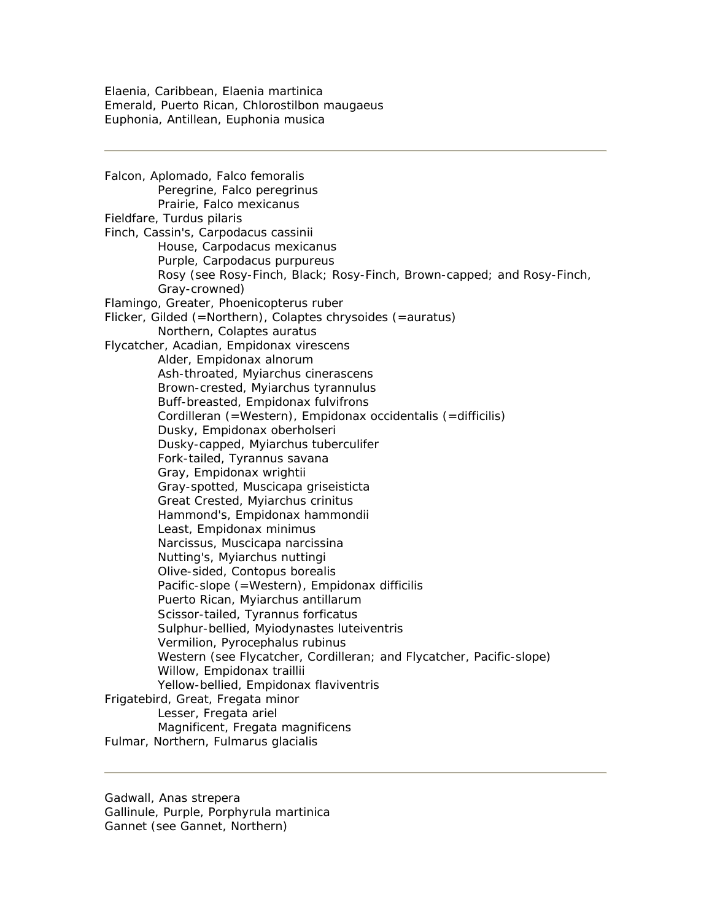Elaenia, Caribbean, Elaenia martinica
Emerald, Puerto Rican, Chlorostilbon maugaeus
Euphonia, Antillean, Euphonia musica

---

Falcon, Aplomado, Falco femoralis
    Peregrine, Falco peregrinus
    Prairie, Falco mexicanus
Fieldfare, Turdus pilaris
Finch, Cassin's, Carpodacus cassinii
    House, Carpodacus mexicanus
    Purple, Carpodacus purpureus
    Rosy (see Rosy-Finch, Black; Rosy-Finch, Brown-capped; and Rosy-Finch, Gray-crowned)
Flamingo, Greater, Phoenicopterus ruber
Flicker, Gilded (=Northern), Colaptes chrysoides (=auratus)
    Northern, Colaptes auratus
Flycatcher, Acadian, Empidonax virescens
    Alder, Empidonax alnorum
    Ash-throated, Myiarchus cinerascens
    Brown-crested, Myiarchus tyrannulus
    Buff-breasted, Empidonax fulvifrons
    Cordilleran (=Western), Empidonax occidentalis (=difficilis)
    Dusky, Empidonax oberholseri
    Dusky-capped, Myiarchus tuberculifer
    Fork-tailed, Tyrannus savana
    Gray, Empidonax wrightii
    Gray-spotted, Muscicapa griseisticta
    Great Crested, Myiarchus crinitus
    Hammond's, Empidonax hammondii
    Least, Empidonax minimus
    Narcissus, Muscicapa narcissina
    Nutting's, Myiarchus nuttingi
    Olive-sided, Contopus borealis
    Pacific-slope (=Western), Empidonax difficilis
    Puerto Rican, Myiarchus antillarum
    Scissor-tailed, Tyrannus forficatus
    Sulphur-bellied, Myiodynastes luteiventris
    Vermilion, Pyrocephalus rubinus
    Western (see Flycatcher, Cordilleran; and Flycatcher, Pacific-slope)
    Willow, Empidonax traillii
    Yellow-bellied, Empidonax flaviventris
Frigatebird, Great, Fregata minor
    Lesser, Fregata ariel
    Magnificent, Fregata magnificens
Fulmar, Northern, Fulmarus glacialis

---

Gadwall, Anas strepera
Gallinule, Purple, Porphyrula martinica
Gannet (see Gannet, Northern)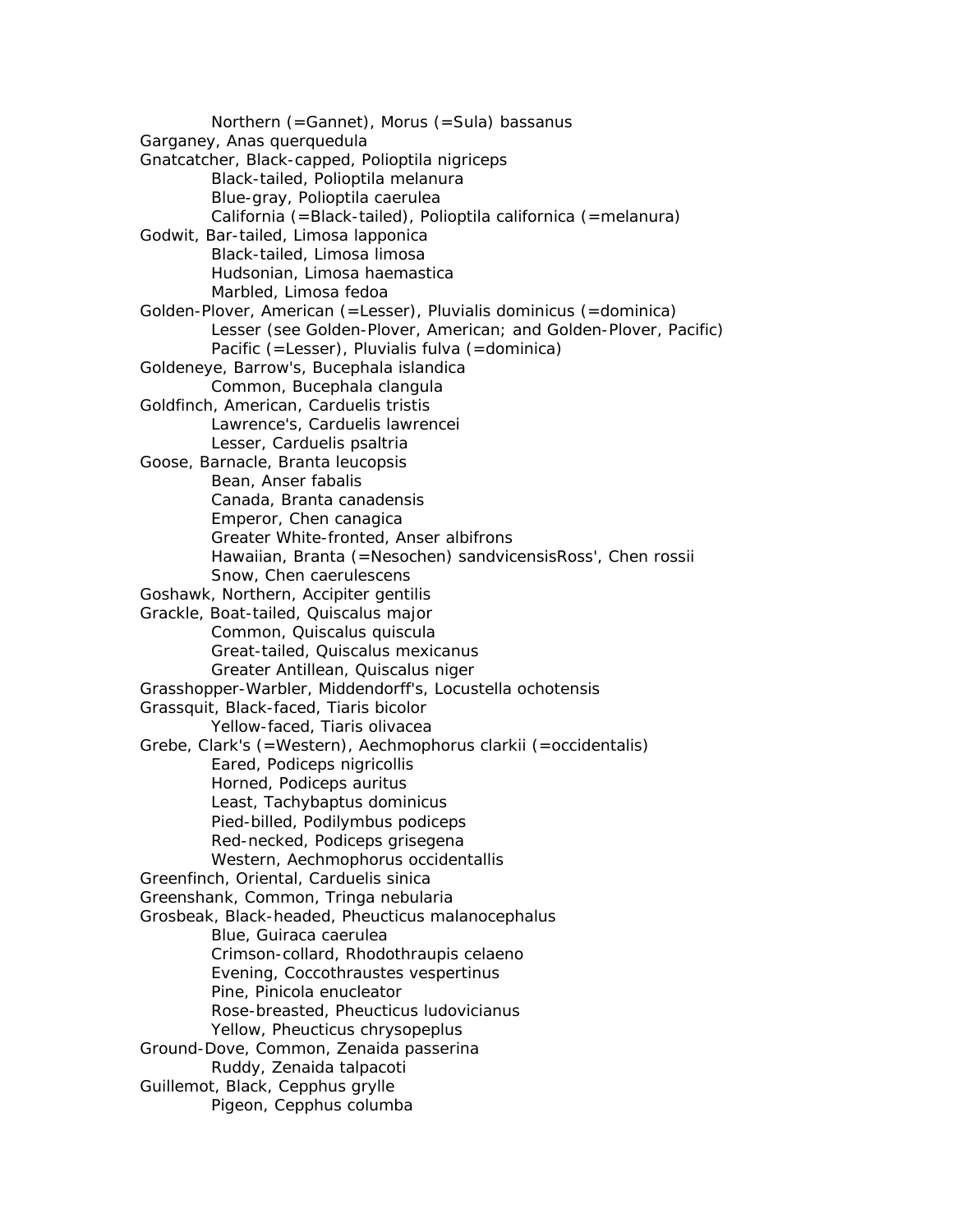Northern (=Gannet), Morus (=Sula) bassanus
Garganey, Anas querquedula
Gnatcatcher, Black-capped, Polioptila nigriceps
Black-tailed, Polioptila melanura
Blue-gray, Polioptila caerulea
California (=Black-tailed), Polioptila californica (=melanura)
Godwit, Bar-tailed, Limosa lapponica
Black-tailed, Limosa limosa
Hudsonian, Limosa haemastica
Marbled, Limosa fedoa
Golden-Plover, American (=Lesser), Pluvialis dominicus (=dominica)
Lesser (see Golden-Plover, American; and Golden-Plover, Pacific)
Pacific (=Lesser), Pluvialis fulva (=dominica)
Goldeneye, Barrow's, Bucephala islandica
Common, Bucephala clangula
Goldfinch, American, Carduelis tristis
Lawrence's, Carduelis lawrencei
Lesser, Carduelis psaltria
Goose, Barnacle, Branta leucopsis
Bean, Anser fabalis
Canada, Branta canadensis
Emperor, Chen canagica
Greater White-fronted, Anser albifrons
Hawaiian, Branta (=Nesochen) sandvicensisRoss', Chen rossii
Snow, Chen caerulescens
Goshawk, Northern, Accipiter gentilis
Grackle, Boat-tailed, Quiscalus major
Common, Quiscalus quiscula
Great-tailed, Quiscalus mexicanus
Greater Antillean, Quiscalus niger
Grasshopper-Warbler, Middendorff's, Locustella ochotensis
Grassquit, Black-faced, Tiaris bicolor
Yellow-faced, Tiaris olivacea
Grebe, Clark's (=Western), Aechmophorus clarkii (=occidentalis)
Eared, Podiceps nigricollis
Horned, Podiceps auritus
Least, Tachybaptus dominicus
Pied-billed, Podilymbus podiceps
Red-necked, Podiceps grisegena
Western, Aechmophorus occidentallis
Greenfinch, Oriental, Carduelis sinica
Greenshank, Common, Tringa nebularia
Grosbeak, Black-headed, Pheucticus malanocephalus
Blue, Guiraca caerulea
Crimson-collard, Rhodothraupis celaeno
Evening, Coccothraustes vespertinus
Pine, Pinicola enucleator
Rose-breasted, Pheucticus ludovicianus
Yellow, Pheucticus chrysopeplus
Ground-Dove, Common, Zenaida passerina
Ruddy, Zenaida talpacoti
Guillemot, Black, Cepphus grylle
Pigeon, Cepphus columba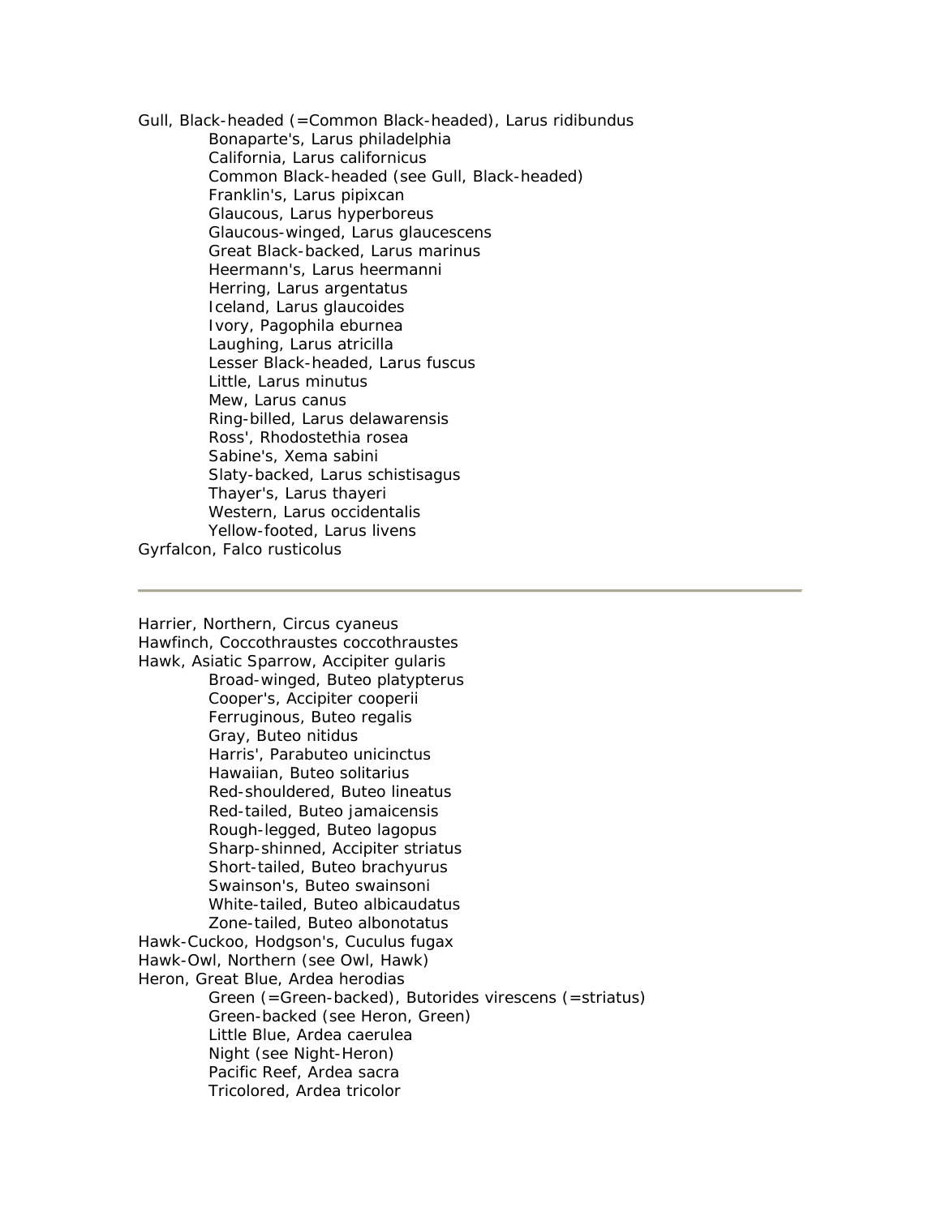Gull, Black-headed (=Common Black-headed), Larus ridibundus
- Bonaparte's, Larus philadelphia
- California, Larus californicus
- Common Black-headed (see Gull, Black-headed)
- Franklin's, Larus pipixcan
- Glaucous, Larus hyperboreus
- Glaucous-winged, Larus glaucescens
- Great Black-backed, Larus marinus
- Heermann's, Larus heermanni
- Herring, Larus argentatus
- Iceland, Larus glaucoides
- Ivory, Pagophila eburnea
- Laughing, Larus atricilla
- Lesser Black-headed, Larus fuscus
- Little, Larus minutus
- Mew, Larus canus
- Ring-billed, Larus delawarensis
- Ross', Rhodostethia rosea
- Sabine's, Xema sabini
- Slaty-backed, Larus schistisagus
- Thayer's, Larus thayeri
- Western, Larus occidentalis
- Yellow-footed, Larus livens

Gyrfalcon, Falco rusticolus

---

Harrier, Northern, Circus cyaneus

Hawfinch, Coccothraustes coccothraustes

Hawk, Asiatic Sparrow, Accipiter gularis
- Broad-winged, Buteo platypterus
- Cooper's, Accipiter cooperii
- Ferruginous, Buteo regalis
- Gray, Buteo nitidus
- Harris', Parabuteo unicinctus
- Hawaiian, Buteo solitarius
- Red-shouldered, Buteo lineatus
- Red-tailed, Buteo jamaicensis
- Rough-legged, Buteo lagopus
- Sharp-shinned, Accipiter striatus
- Short-tailed, Buteo brachyurus
- Swainson's, Buteo swainsoni
- White-tailed, Buteo albicaudatus
- Zone-tailed, Buteo albonotatus

Hawk-Cuckoo, Hodgson's, Cuculus fugax

Hawk-Owl, Northern (see Owl, Hawk)

Heron, Great Blue, Ardea herodias
- Green (=Green-backed), Butorides virescens (=striatus)
- Green-backed (see Heron, Green)
- Little Blue, Ardea caerulea
- Night (see Night-Heron)
- Pacific Reef, Ardea sacra
- Tricolored, Ardea tricolor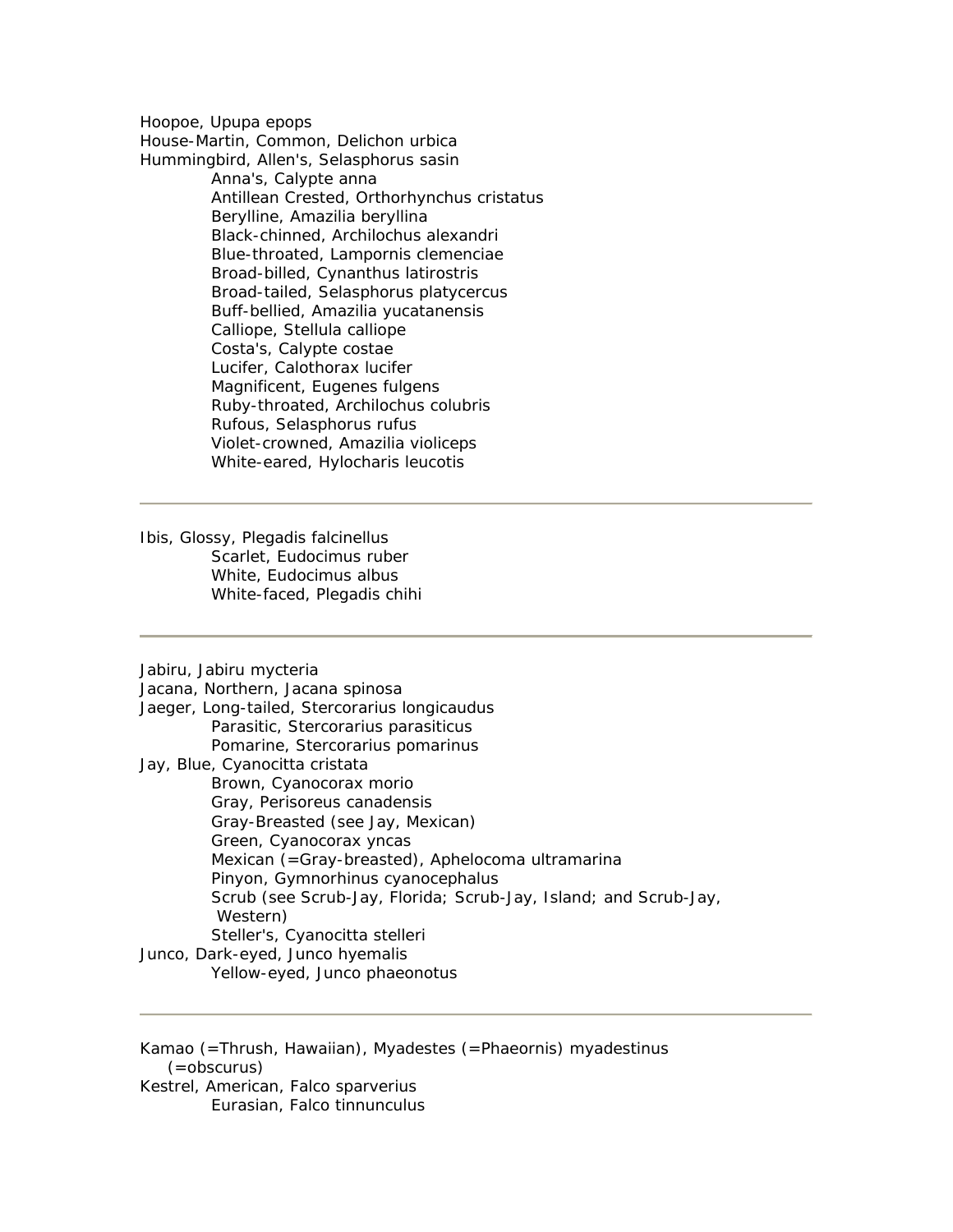Hoopoe, Upupa epops
House-Martin, Common, Delichon urbica
Hummingbird, Allen's, Selasphorus sasin
    Anna's, Calypte anna
    Antillean Crested, Orthorhynchus cristatus
    Berylline, Amazilia beryllina
    Black-chinned, Archilochus alexandri
    Blue-throated, Lampornis clemenciae
    Broad-billed, Cynanthus latirostris
    Broad-tailed, Selasphorus platycercus
    Buff-bellied, Amazilia yucatanensis
    Calliope, Stellula calliope
    Costa's, Calypte costae
    Lucifer, Calothorax lucifer
    Magnificent, Eugenes fulgens
    Ruby-throated, Archilochus colubris
    Rufous, Selasphorus rufus
    Violet-crowned, Amazilia violiceps
    White-eared, Hylocharis leucotis

---

Ibis, Glossy, Plegadis falcinellus
    Scarlet, Eudocimus ruber
    White, Eudocimus albus
    White-faced, Plegadis chihi

---

Jabiru, Jabiru mycteria
Jacana, Northern, Jacana spinosa
Jaeger, Long-tailed, Stercorarius longicaudus
    Parasitic, Stercorarius parasiticus
    Pomarine, Stercorarius pomarinus
Jay, Blue, Cyanocitta cristata
    Brown, Cyanocorax morio
    Gray, Perisoreus canadensis
    Gray-Breasted (see Jay, Mexican)
    Green, Cyanocorax yncas
    Mexican (=Gray-breasted), Aphelocoma ultramarina
    Pinyon, Gymnorhinus cyanocephalus
    Scrub (see Scrub-Jay, Florida; Scrub-Jay, Island; and Scrub-Jay, Western)
    Steller's, Cyanocitta stelleri
Junco, Dark-eyed, Junco hyemalis
    Yellow-eyed, Junco phaeonotus

---

Kamao (=Thrush, Hawaiian), Myadestes (=Phaeornis) myadestinus (=obscurus)
Kestrel, American, Falco sparverius
    Eurasian, Falco tinnunculus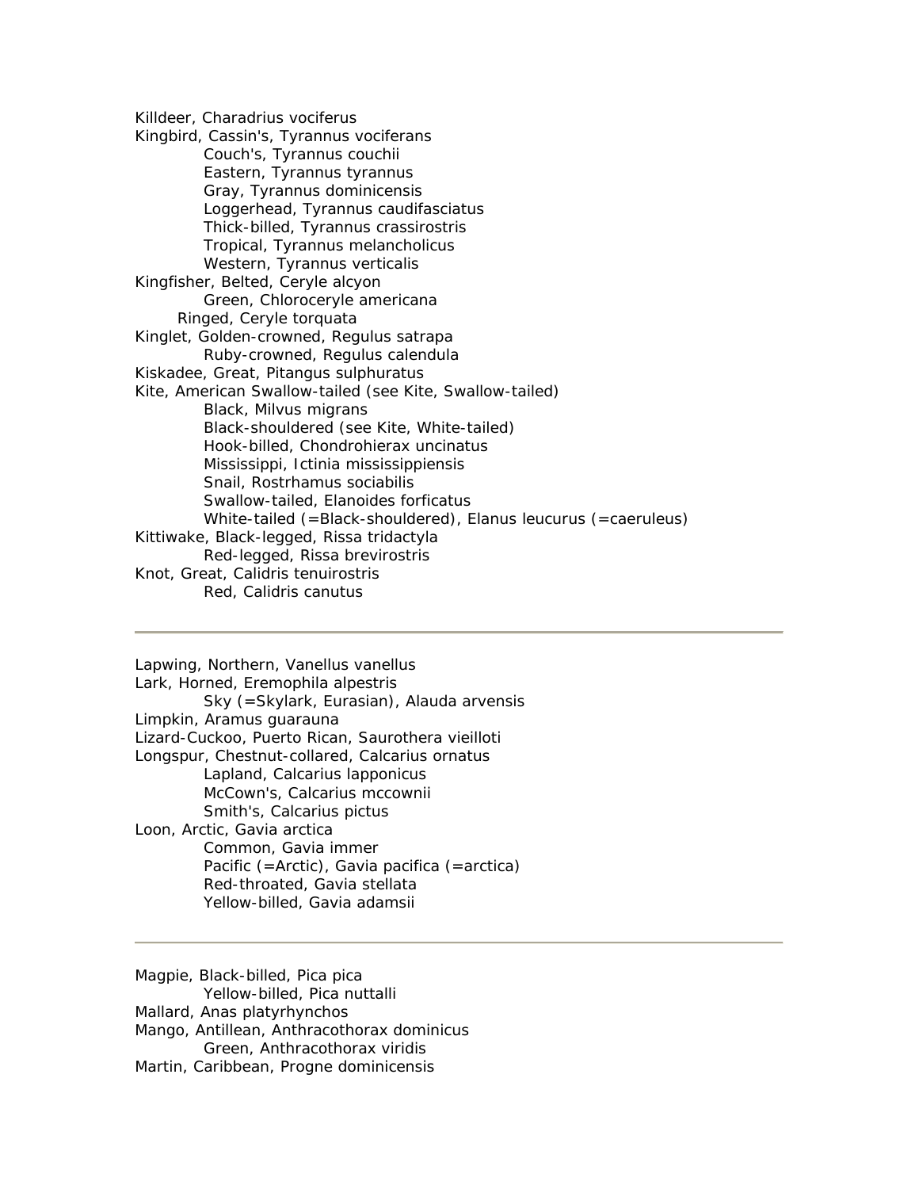Killdeer, Charadrius vociferus
Kingbird, Cassin's, Tyrannus vociferans
    Couch's, Tyrannus couchii
    Eastern, Tyrannus tyrannus
    Gray, Tyrannus dominicensis
    Loggerhead, Tyrannus caudifasciatus
    Thick-billed, Tyrannus crassirostris
    Tropical, Tyrannus melancholicus
    Western, Tyrannus verticalis
Kingfisher, Belted, Ceryle alcyon
    Green, Chloroceryle americana
    Ringed, Ceryle torquata
Kinglet, Golden-crowned, Regulus satrapa
    Ruby-crowned, Regulus calendula
Kiskadee, Great, Pitangus sulphuratus
Kite, American Swallow-tailed (see Kite, Swallow-tailed)
    Black, Milvus migrans
    Black-shouldered (see Kite, White-tailed)
    Hook-billed, Chondrohierax uncinatus
    Mississippi, Ictinia mississippiensis
    Snail, Rostrhamus sociabilis
    Swallow-tailed, Elanoides forficatus
    White-tailed (=Black-shouldered), Elanus leucurus (=caeruleus)
Kittiwake, Black-legged, Rissa tridactyla
    Red-legged, Rissa brevirostris
Knot, Great, Calidris tenuirostris
    Red, Calidris canutus

---

Lapwing, Northern, Vanellus vanellus
Lark, Horned, Eremophila alpestris
    Sky (=Skylark, Eurasian), Alauda arvensis
Limpkin, Aramus guarauna
Lizard-Cuckoo, Puerto Rican, Saurothera vieilloti
Longspur, Chestnut-collared, Calcarius ornatus
    Lapland, Calcarius lapponicus
    McCown's, Calcarius mccownii
    Smith's, Calcarius pictus
Loon, Arctic, Gavia arctica
    Common, Gavia immer
    Pacific (=Arctic), Gavia pacifica (=arctica)
    Red-throated, Gavia stellata
    Yellow-billed, Gavia adamsii

---

Magpie, Black-billed, Pica pica
    Yellow-billed, Pica nuttalli
Mallard, Anas platyrhynchos
Mango, Antillean, Anthracothorax dominicus
    Green, Anthracothorax viridis
Martin, Caribbean, Progne dominicensis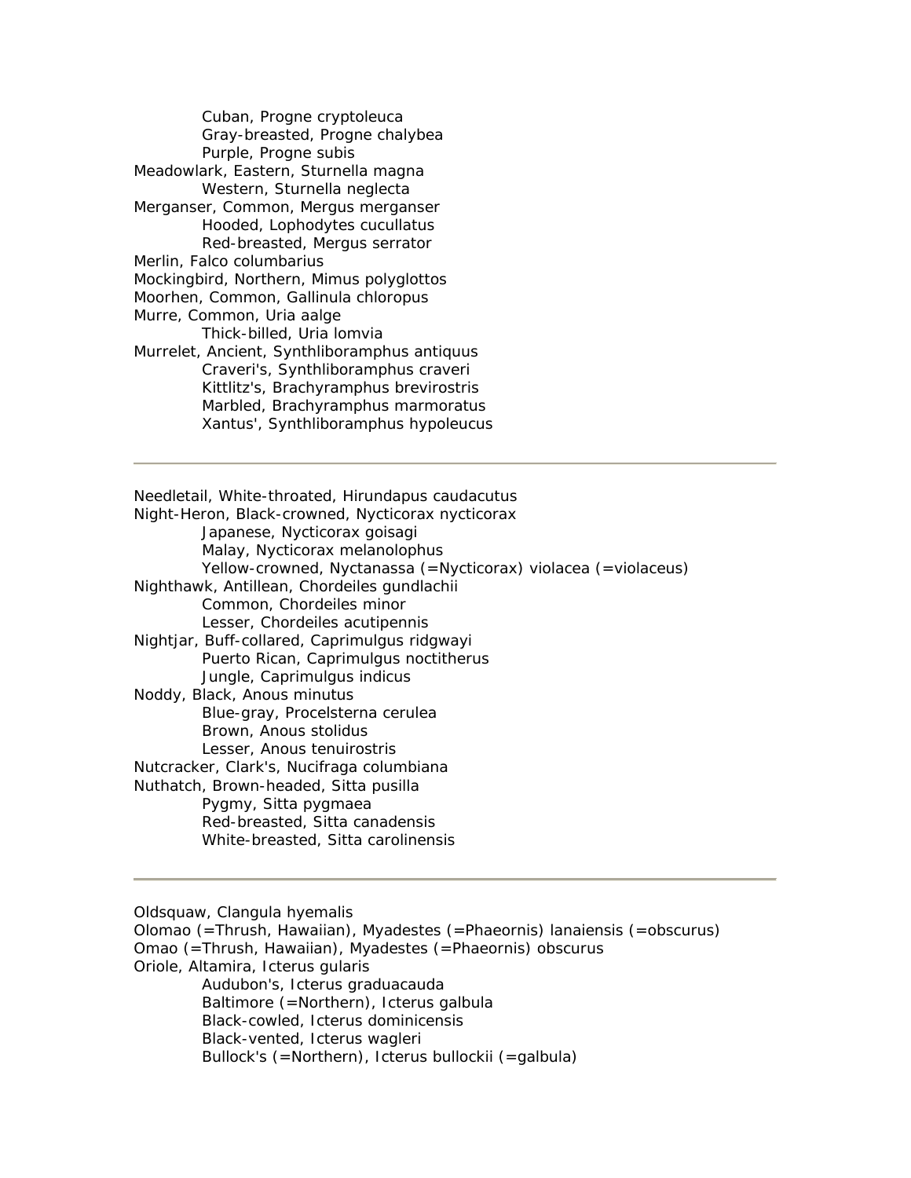Cuban, Progne cryptoleuca  
Gray-breasted, Progne chalybea  
Purple, Progne subis  
Meadowlark, Eastern, Sturnella magna  
Western, Sturnella neglecta  
Merganser, Common, Mergus merganser  
Hooded, Lophodytes cucullatus  
Red-breasted, Mergus serrator  
Merlin, Falco columbarius  
Mockingbird, Northern, Mimus polyglottos  
Moorhen, Common, Gallinula chloropus  
Murre, Common, Uria aalge  
Thick-billed, Uria lomvia  
Murrelet, Ancient, Synthliboramphus antiquus  
Craveri's, Synthliboramphus craveri  
Kittlitz's, Brachyramphus brevirostris  
Marbled, Brachyramphus marmoratus  
Xantus', Synthliboramphus hypoleucus

---

Needletail, White-throated, Hirundapus caudacutus  
Night-Heron, Black-crowned, Nycticorax nycticorax  
Japanese, Nycticorax goisagi  
Malay, Nycticorax melanolophus  
Yellow-crowned, Nyctanassa (=Nycticorax) violacea (=violaceus)  
Nighthawk, Antillean, Chordeiles gundlachii  
Common, Chordeiles minor  
Lesser, Chordeiles acutipennis  
Nightjar, Buff-collared, Caprimulgus ridgwayi  
Puerto Rican, Caprimulgus noctitherus  
Jungle, Caprimulgus indicus  
Noddy, Black, Anous minutus  
Blue-gray, Procelsterna cerulea  
Brown, Anous stolidus  
Lesser, Anous tenuirostris  
Nutcracker, Clark's, Nucifraga columbiana  
Nuthatch, Brown-headed, Sitta pusilla  
Pygmy, Sitta pygmaea  
Red-breasted, Sitta canadensis  
White-breasted, Sitta carolinensis

---

Oldsquaw, Clangula hyemalis  
Olomao (=Thrush, Hawaiian), Myadestes (=Phaeornis) lanaiensis (=obscurus)  
Omao (=Thrush, Hawaiian), Myadestes (=Phaeornis) obscurus  
Oriole, Altamira, Icterus gularis  
Audubon's, Icterus graduacauda  
Baltimore (=Northern), Icterus galbula  
Black-cowled, Icterus dominicensis  
Black-vented, Icterus wagleri  
Bullock's (=Northern), Icterus bullockii (=galbula)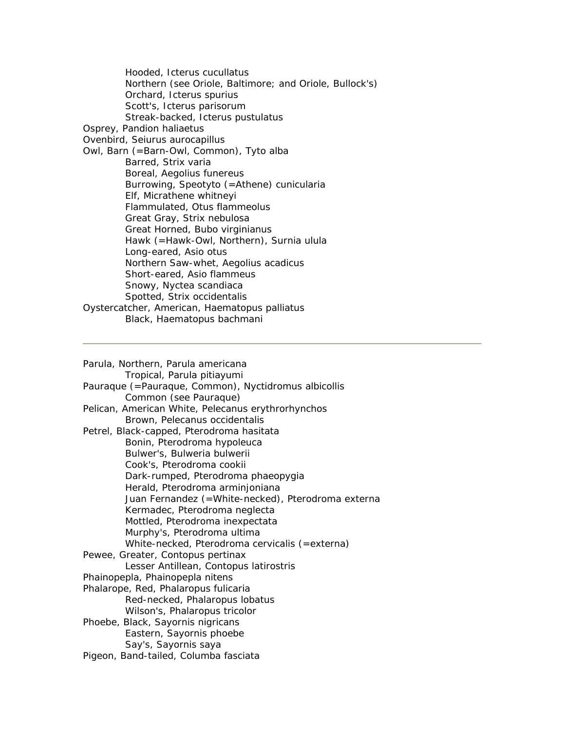Hooded, Icterus cucullatus
    Northern (see Oriole, Baltimore; and Oriole, Bullock's)
    Orchard, Icterus spurius
    Scott's, Icterus parisorum
    Streak-backed, Icterus pustulatus
Osprey, Pandion haliaetus
Ovenbird, Seiurus aurocapillus
Owl, Barn (=Barn-Owl, Common), Tyto alba
    Barred, Strix varia
    Boreal, Aegolius funereus
    Burrowing, Speotyto (=Athene) cunicularia
    Elf, Micrathene whitneyi
    Flammulated, Otus flammeolus
    Great Gray, Strix nebulosa
    Great Horned, Bubo virginianus
    Hawk (=Hawk-Owl, Northern), Surnia ulula
    Long-eared, Asio otus
    Northern Saw-whet, Aegolius acadicus
    Short-eared, Asio flammeus
    Snowy, Nyctea scandiaca
    Spotted, Strix occidentalis
Oystercatcher, American, Haematopus palliatus
    Black, Haematopus bachmani

---

Parula, Northern, Parula americana
    Tropical, Parula pitiayumi
Pauraque (=Pauraque, Common), Nyctidromus albicollis
    Common (see Pauraque)
Pelican, American White, Pelecanus erythrorhynchos
    Brown, Pelecanus occidentalis
Petrel, Black-capped, Pterodroma hasitata
    Bonin, Pterodroma hypoleuca
    Bulwer's, Bulweria bulwerii
    Cook's, Pterodroma cookii
    Dark-rumped, Pterodroma phaeopygia
    Herald, Pterodroma arminjoniana
    Juan Fernandez (=White-necked), Pterodroma externa
    Kermadec, Pterodroma neglecta
    Mottled, Pterodroma inexpectata
    Murphy's, Pterodroma ultima
    White-necked, Pterodroma cervicalis (=externa)
Pewee, Greater, Contopus pertinax
    Lesser Antillean, Contopus latirostris
Phainopepla, Phainopepla nitens
Phalarope, Red, Phalaropus fulicaria
    Red-necked, Phalaropus lobatus
    Wilson's, Phalaropus tricolor
Phoebe, Black, Sayornis nigricans
    Eastern, Sayornis phoebe
    Say's, Sayornis saya
Pigeon, Band-tailed, Columba fasciata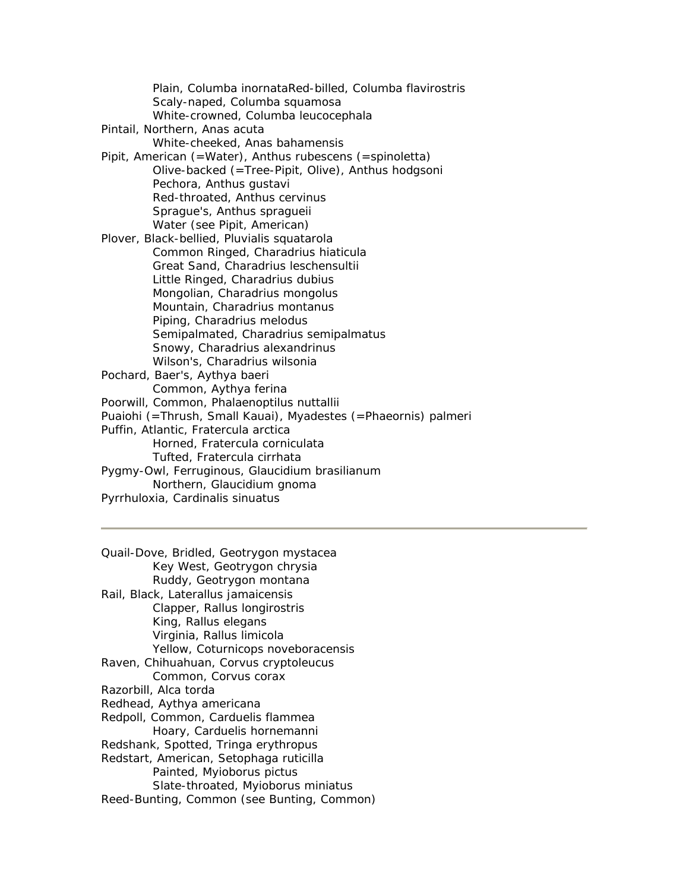Plain, Columba inornataRed-billed, Columba flavirostris
Scaly-naped, Columba squamosa
White-crowned, Columba leucocephala
Pintail, Northern, Anas acuta
White-cheeked, Anas bahamensis
Pipit, American (=Water), Anthus rubescens (=spinoletta)
Olive-backed (=Tree-Pipit, Olive), Anthus hodgsoni
Pechora, Anthus gustavi
Red-throated, Anthus cervinus
Sprague's, Anthus spragueii
Water (see Pipit, American)
Plover, Black-bellied, Pluvialis squatarola
Common Ringed, Charadrius hiaticula
Great Sand, Charadrius leschensultii
Little Ringed, Charadrius dubius
Mongolian, Charadrius mongolus
Mountain, Charadrius montanus
Piping, Charadrius melodus
Semipalmated, Charadrius semipalmatus
Snowy, Charadrius alexandrinus
Wilson's, Charadrius wilsonia
Pochard, Baer's, Aythya baeri
Common, Aythya ferina
Poorwill, Common, Phalaenoptilus nuttallii
Puaiohi (=Thrush, Small Kauai), Myadestes (=Phaeornis) palmeri
Puffin, Atlantic, Fratercula arctica
Horned, Fratercula corniculata
Tufted, Fratercula cirrhata
Pygmy-Owl, Ferruginous, Glaucidium brasilianum
Northern, Glaucidium gnoma
Pyrrhuloxia, Cardinalis sinuatus

---

Quail-Dove, Bridled, Geotrygon mystacea
Key West, Geotrygon chrysia
Ruddy, Geotrygon montana
Rail, Black, Laterallus jamaicensis
Clapper, Rallus longirostris
King, Rallus elegans
Virginia, Rallus limicola
Yellow, Coturnicops noveboracensis
Raven, Chihuahuan, Corvus cryptoleucus
Common, Corvus corax
Razorbill, Alca torda
Redhead, Aythya americana
Redpoll, Common, Carduelis flammea
Hoary, Carduelis hornemanni
Redshank, Spotted, Tringa erythropus
Redstart, American, Setophaga ruticilla
Painted, Myioborus pictus
Slate-throated, Myioborus miniatus
Reed-Bunting, Common (see Bunting, Common)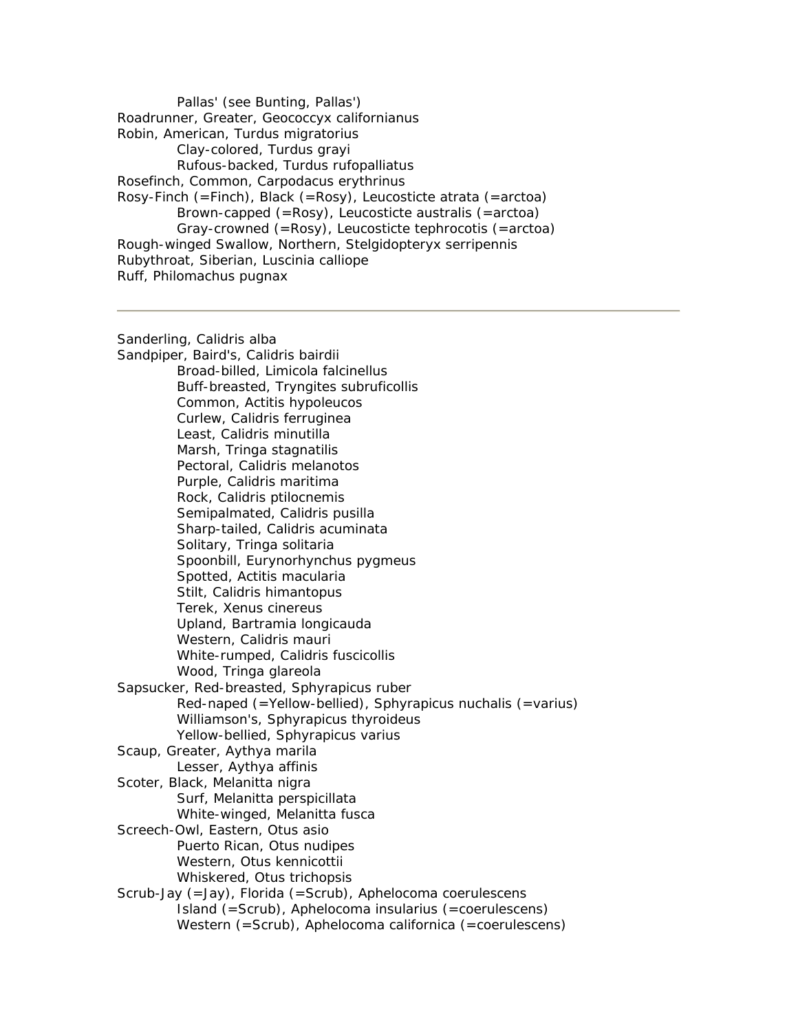Pallas' (see Bunting, Pallas')
Roadrunner, Greater, Geococcyx californianus
Robin, American, Turdus migratorius
Clay-colored, Turdus grayi
Rufous-backed, Turdus rufopalliatus
Rosefinch, Common, Carpodacus erythrinus
Rosy-Finch (=Finch), Black (=Rosy), Leucosticte atrata (=arctoa)
Brown-capped (=Rosy), Leucosticte australis (=arctoa)
Gray-crowned (=Rosy), Leucosticte tephrocotis (=arctoa)
Rough-winged Swallow, Northern, Stelgidopteryx serripennis
Rubythroat, Siberian, Luscinia calliope
Ruff, Philomachus pugnax

---

Sanderling, Calidris alba
Sandpiper, Baird's, Calidris bairdii
Broad-billed, Limicola falcinellus
Buff-breasted, Tryngites subruficollis
Common, Actitis hypoleucos
Curlew, Calidris ferruginea
Least, Calidris minutilla
Marsh, Tringa stagnatilis
Pectoral, Calidris melanotos
Purple, Calidris maritima
Rock, Calidris ptilocnemis
Semipalmated, Calidris pusilla
Sharp-tailed, Calidris acuminata
Solitary, Tringa solitaria
Spoonbill, Eurynorhynchus pygmeus
Spotted, Actitis macularia
Stilt, Calidris himantopus
Terek, Xenus cinereus
Upland, Bartramia longicauda
Western, Calidris mauri
White-rumped, Calidris fuscicollis
Wood, Tringa glareola
Sapsucker, Red-breasted, Sphyrapicus ruber
Red-naped (=Yellow-bellied), Sphyrapicus nuchalis (=varius)
Williamson's, Sphyrapicus thyroideus
Yellow-bellied, Sphyrapicus varius
Scaup, Greater, Aythya marila
Lesser, Aythya affinis
Scoter, Black, Melanitta nigra
Surf, Melanitta perspicillata
White-winged, Melanitta fusca
Screech-Owl, Eastern, Otus asio
Puerto Rican, Otus nudipes
Western, Otus kennicottii
Whiskered, Otus trichopsis
Scrub-Jay (=Jay), Florida (=Scrub), Aphelocoma coerulescens
Island (=Scrub), Aphelocoma insularius (=coerulescens)
Western (=Scrub), Aphelocoma californica (=coerulescens)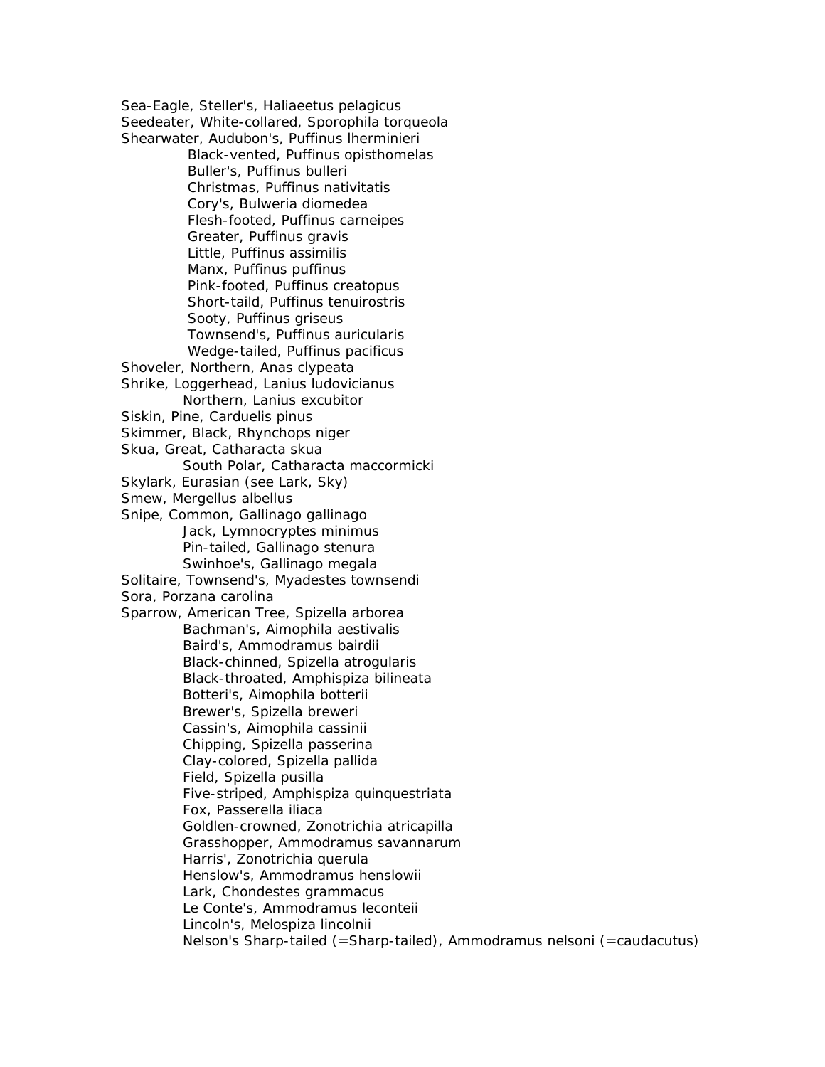Sea-Eagle, Steller's, Haliaeetus pelagicus
Seedeater, White-collared, Sporophila torqueola
Shearwater, Audubon's, Puffinus lherminieri
  Black-vented, Puffinus opisthomelas
  Buller's, Puffinus bulleri
  Christmas, Puffinus nativitatis
  Cory's, Bulweria diomedea
  Flesh-footed, Puffinus carneipes
  Greater, Puffinus gravis
  Little, Puffinus assimilis
  Manx, Puffinus puffinus
  Pink-footed, Puffinus creatopus
  Short-taild, Puffinus tenuirostris
  Sooty, Puffinus griseus
  Townsend's, Puffinus auricularis
  Wedge-tailed, Puffinus pacificus
Shoveler, Northern, Anas clypeata
Shrike, Loggerhead, Lanius ludovicianus
  Northern, Lanius excubitor
Siskin, Pine, Carduelis pinus
Skimmer, Black, Rhynchops niger
Skua, Great, Catharacta skua
  South Polar, Catharacta maccormicki
Skylark, Eurasian (see Lark, Sky)
Smew, Mergellus albellus
Snipe, Common, Gallinago gallinago
  Jack, Lymnocryptes minimus
  Pin-tailed, Gallinago stenura
  Swinhoe's, Gallinago megala
Solitaire, Townsend's, Myadestes townsendi
Sora, Porzana carolina
Sparrow, American Tree, Spizella arborea
  Bachman's, Aimophila aestivalis
  Baird's, Ammodramus bairdii
  Black-chinned, Spizella atrogularis
  Black-throated, Amphispiza bilineata
  Botteri's, Aimophila botterii
  Brewer's, Spizella breweri
  Cassin's, Aimophila cassinii
  Chipping, Spizella passerina
  Clay-colored, Spizella pallida
  Field, Spizella pusilla
  Five-striped, Amphispiza quinquestriata
  Fox, Passerella iliaca
  Goldlen-crowned, Zonotrichia atricapilla
  Grasshopper, Ammodramus savannarum
  Harris', Zonotrichia querula
  Henslow's, Ammodramus henslowii
  Lark, Chondestes grammacus
  Le Conte's, Ammodramus leconteii
  Lincoln's, Melospiza lincolnii
  Nelson's Sharp-tailed (=Sharp-tailed), Ammodramus nelsoni (=caudacutus)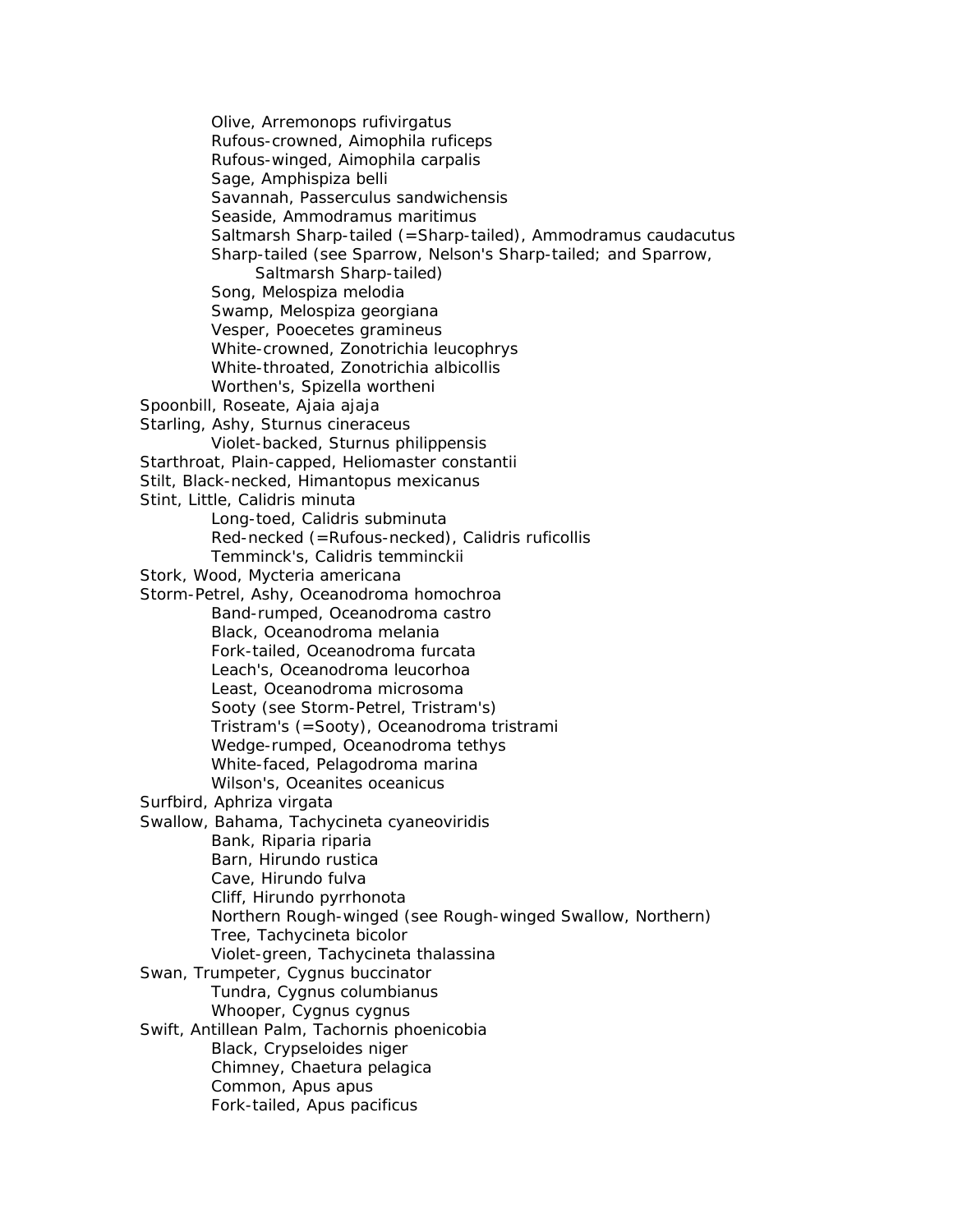Olive, Arremonops rufivirgatus
Rufous-crowned, Aimophila ruficeps
Rufous-winged, Aimophila carpalis
Sage, Amphispiza belli
Savannah, Passerculus sandwichensis
Seaside, Ammodramus maritimus
Saltmarsh Sharp-tailed (=Sharp-tailed), Ammodramus caudacutus
Sharp-tailed (see Sparrow, Nelson's Sharp-tailed; and Sparrow, Saltmarsh Sharp-tailed)
Song, Melospiza melodia
Swamp, Melospiza georgiana
Vesper, Pooecetes gramineus
White-crowned, Zonotrichia leucophrys
White-throated, Zonotrichia albicollis
Worthen's, Spizella wortheni

Spoonbill, Roseate, Ajaia ajaja

Starling, Ashy, Sturnus cineraceus
Violet-backed, Sturnus philippensis

Starthroat, Plain-capped, Heliomaster constantii

Stilt, Black-necked, Himantopus mexicanus

Stint, Little, Calidris minuta
Long-toed, Calidris subminuta
Red-necked (=Rufous-necked), Calidris ruficollis
Temminck's, Calidris temminckii

Stork, Wood, Mycteria americana

Storm-Petrel, Ashy, Oceanodroma homochroa
Band-rumped, Oceanodroma castro
Black, Oceanodroma melania
Fork-tailed, Oceanodroma furcata
Leach's, Oceanodroma leucorhoa
Least, Oceanodroma microsoma
Sooty (see Storm-Petrel, Tristram's)
Tristram's (=Sooty), Oceanodroma tristrami
Wedge-rumped, Oceanodroma tethys
White-faced, Pelagodroma marina
Wilson's, Oceanites oceanicus

Surfbird, Aphriza virgata

Swallow, Bahama, Tachycineta cyaneoviridis
Bank, Riparia riparia
Barn, Hirundo rustica
Cave, Hirundo fulva
Cliff, Hirundo pyrrhonota
Northern Rough-winged (see Rough-winged Swallow, Northern)
Tree, Tachycineta bicolor
Violet-green, Tachycineta thalassina

Swan, Trumpeter, Cygnus buccinator
Tundra, Cygnus columbianus
Whooper, Cygnus cygnus

Swift, Antillean Palm, Tachornis phoenicobia
Black, Crypseloides niger
Chimney, Chaetura pelagica
Common, Apus apus
Fork-tailed, Apus pacificus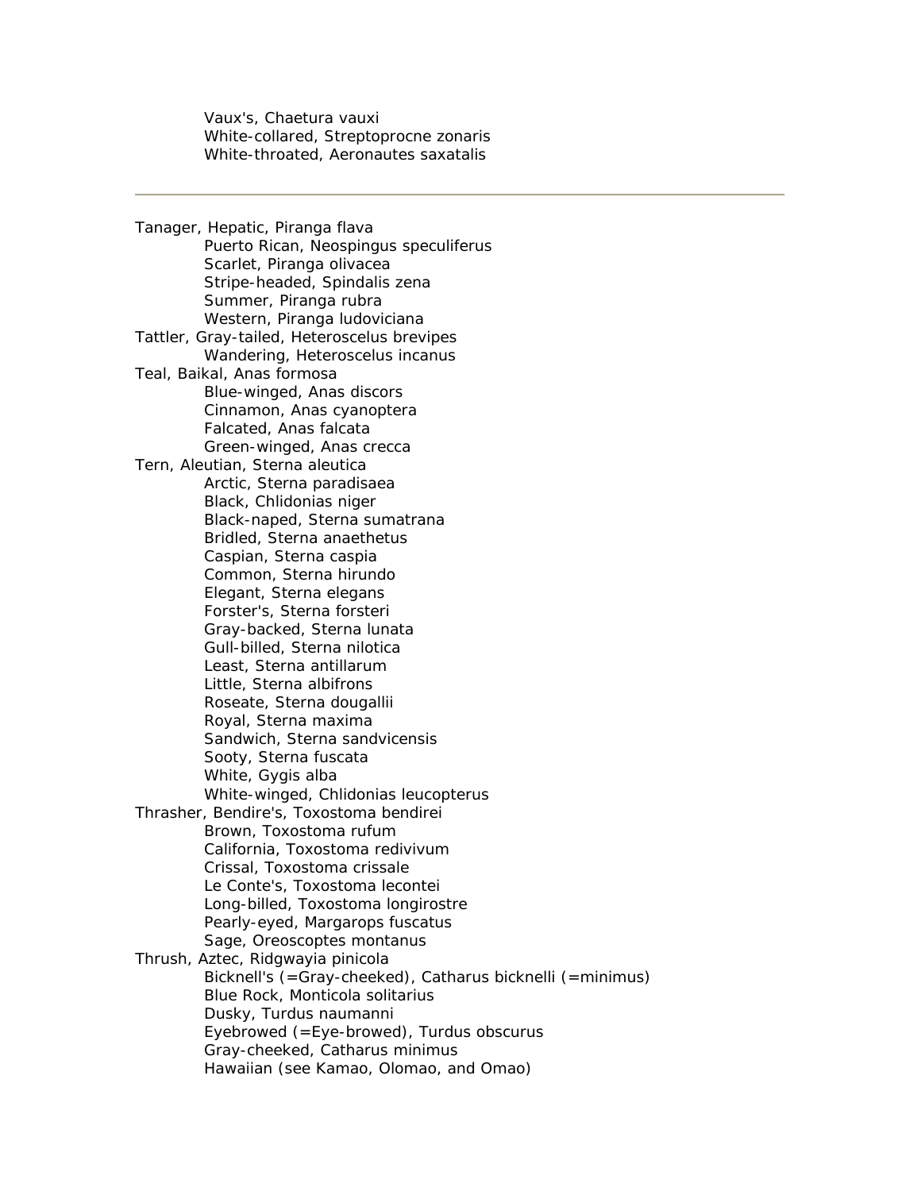Vaux's, Chaetura vauxi
White-collared, Streptoprocne zonaris
White-throated, Aeronautes saxatalis

---

Tanager, Hepatic, Piranga flava
Puerto Rican, Neospingus speculiferus
Scarlet, Piranga olivacea
Stripe-headed, Spindalis zena
Summer, Piranga rubra
Western, Piranga ludoviciana
Tattler, Gray-tailed, Heteroscelus brevipes
Wandering, Heteroscelus incanus
Teal, Baikal, Anas formosa
Blue-winged, Anas discors
Cinnamon, Anas cyanoptera
Falcated, Anas falcata
Green-winged, Anas crecca
Tern, Aleutian, Sterna aleutica
Arctic, Sterna paradisaea
Black, Chlidonias niger
Black-naped, Sterna sumatrana
Bridled, Sterna anaethetus
Caspian, Sterna caspia
Common, Sterna hirundo
Elegant, Sterna elegans
Forster's, Sterna forsteri
Gray-backed, Sterna lunata
Gull-billed, Sterna nilotica
Least, Sterna antillarum
Little, Sterna albifrons
Roseate, Sterna dougallii
Royal, Sterna maxima
Sandwich, Sterna sandvicensis
Sooty, Sterna fuscata
White, Gygis alba
White-winged, Chlidonias leucopterus
Thrasher, Bendire's, Toxostoma bendirei
Brown, Toxostoma rufum
California, Toxostoma redivivum
Crissal, Toxostoma crissale
Le Conte's, Toxostoma lecontei
Long-billed, Toxostoma longirostre
Pearly-eyed, Margarops fuscatus
Sage, Oreoscoptes montanus
Thrush, Aztec, Ridgwayia pinicola
Bicknell's (=Gray-cheeked), Catharus bicknelli (=minimus)
Blue Rock, Monticola solitarius
Dusky, Turdus naumanni
Eyebrowed (=Eye-browed), Turdus obscurus
Gray-cheeked, Catharus minimus
Hawaiian (see Kamao, Olomao, and Omao)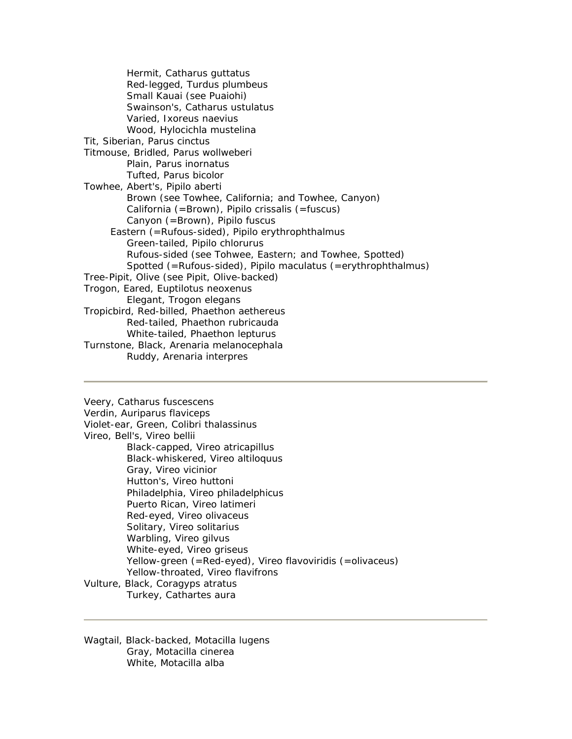Hermit, Catharus guttatus
Red-legged, Turdus plumbeus
Small Kauai (see Puaiohi)
Swainson's, Catharus ustulatus
Varied, Ixoreus naevius
Wood, Hylocichla mustelina

Tit, Siberian, Parus cinctus

Titmouse, Bridled, Parus wollweberi
Plain, Parus inornatus
Tufted, Parus bicolor

Towhee, Abert's, Pipilo aberti
Brown (see Towhee, California; and Towhee, Canyon)
California (=Brown), Pipilo crissalis (=fuscus)
Canyon (=Brown), Pipilo fuscus
Eastern (=Rufous-sided), Pipilo erythrophthalmus
Green-tailed, Pipilo chlorurus
Rufous-sided (see Tohwee, Eastern; and Towhee, Spotted)
Spotted (=Rufous-sided), Pipilo maculatus (=erythrophthalmus)

Tree-Pipit, Olive (see Pipit, Olive-backed)

Trogon, Eared, Euptilotus neoxenus
Elegant, Trogon elegans

Tropicbird, Red-billed, Phaethon aethereus
Red-tailed, Phaethon rubricauda
White-tailed, Phaethon lepturus

Turnstone, Black, Arenaria melanocephala
Ruddy, Arenaria interpres

---

Veery, Catharus fuscescens

Verdin, Auriparus flaviceps

Violet-ear, Green, Colibri thalassinus

Vireo, Bell's, Vireo bellii
Black-capped, Vireo atricapillus
Black-whiskered, Vireo altiloquus
Gray, Vireo vicinior
Hutton's, Vireo huttoni
Philadelphia, Vireo philadelphicus
Puerto Rican, Vireo latimeri
Red-eyed, Vireo olivaceus
Solitary, Vireo solitarius
Warbling, Vireo gilvus
White-eyed, Vireo griseus
Yellow-green (=Red-eyed), Vireo flavoviridis (=olivaceus)
Yellow-throated, Vireo flavifrons

Vulture, Black, Coragyps atratus
Turkey, Cathartes aura

---

Wagtail, Black-backed, Motacilla lugens
Gray, Motacilla cinerea
White, Motacilla alba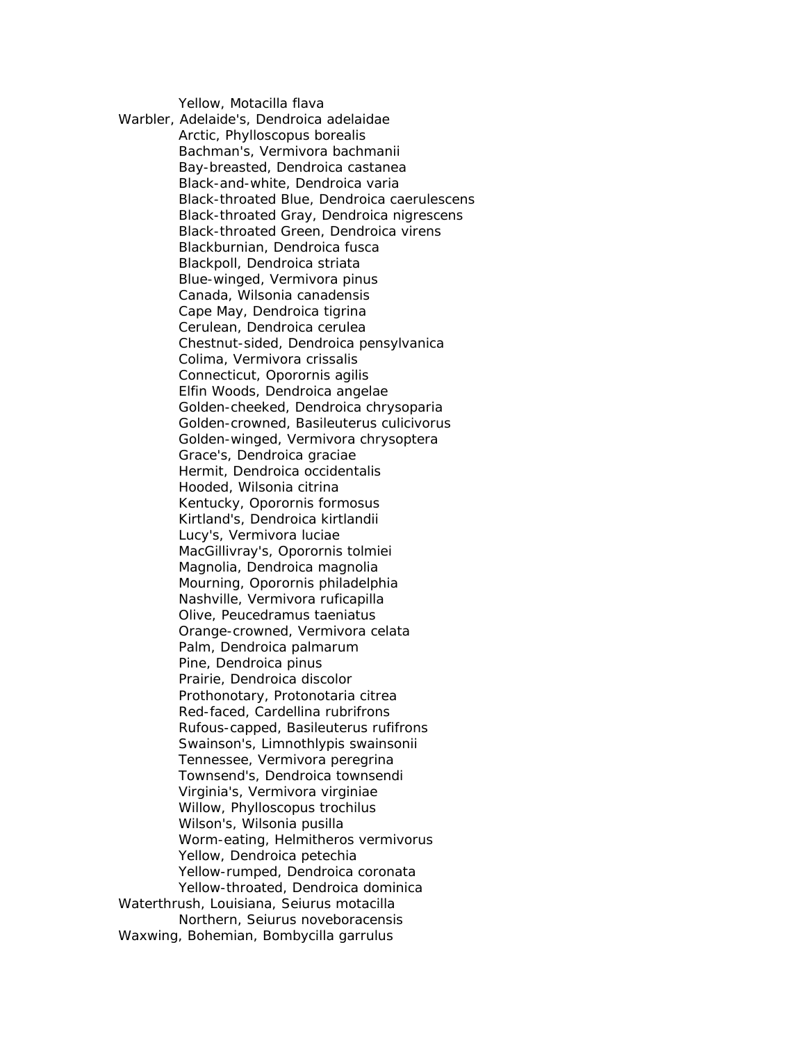Yellow, Motacilla flava

Warbler, Adelaide's, Dendroica adelaidae

Arctic, Phylloscopus borealis

Bachman's, Vermivora bachmanii

Bay-breasted, Dendroica castanea

Black-and-white, Dendroica varia

Black-throated Blue, Dendroica caerulescens

Black-throated Gray, Dendroica nigrescens

Black-throated Green, Dendroica virens

Blackburnian, Dendroica fusca

Blackpoll, Dendroica striata

Blue-winged, Vermivora pinus

Canada, Wilsonia canadensis

Cape May, Dendroica tigrina

Cerulean, Dendroica cerulea

Chestnut-sided, Dendroica pensylvanica

Colima, Vermivora crissalis

Connecticut, Oporornis agilis

Elfin Woods, Dendroica angelae

Golden-cheeked, Dendroica chrysoparia

Golden-crowned, Basileuterus culicivorus

Golden-winged, Vermivora chrysoptera

Grace's, Dendroica graciae

Hermit, Dendroica occidentalis

Hooded, Wilsonia citrina

Kentucky, Oporornis formosus

Kirtland's, Dendroica kirtlandii

Lucy's, Vermivora luciae

MacGillivray's, Oporornis tolmiei

Magnolia, Dendroica magnolia

Mourning, Oporornis philadelphia

Nashville, Vermivora ruficapilla

Olive, Peucedramus taeniatus

Orange-crowned, Vermivora celata

Palm, Dendroica palmarum

Pine, Dendroica pinus

Prairie, Dendroica discolor

Prothonotary, Protonotaria citrea

Red-faced, Cardellina rubrifrons

Rufous-capped, Basileuterus rufifrons

Swainson's, Limnothlypis swainsonii

Tennessee, Vermivora peregrina

Townsend's, Dendroica townsendi

Virginia's, Vermivora virginiae

Willow, Phylloscopus trochilus

Wilson's, Wilsonia pusilla

Worm-eating, Helmitheros vermivorus

Yellow, Dendroica petechia

Yellow-rumped, Dendroica coronata

Yellow-throated, Dendroica dominica

Waterthrush, Louisiana, Seiurus motacilla

Northern, Seiurus noveboracensis

Waxwing, Bohemian, Bombycilla garrulus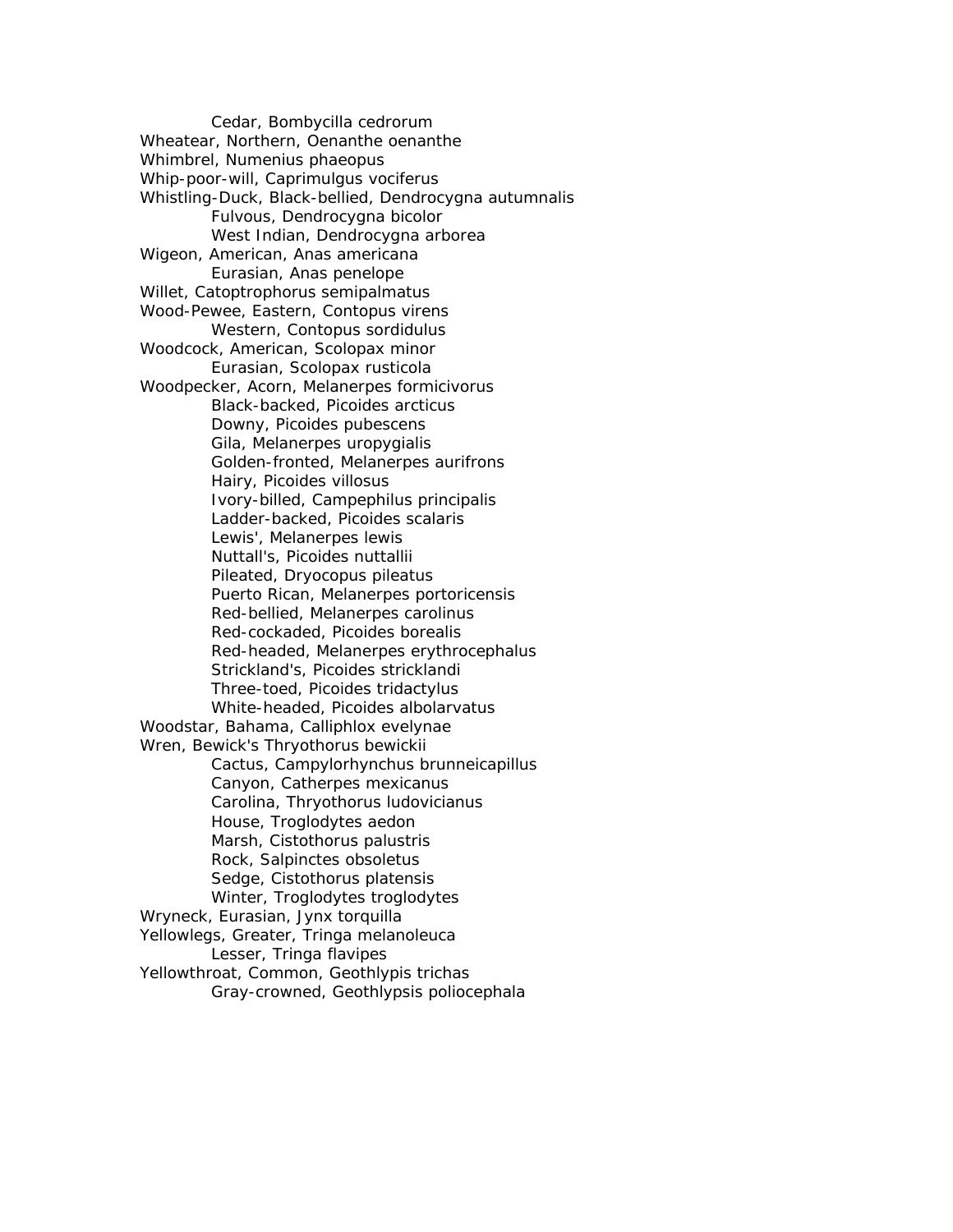Cedar, Bombycilla cedrorum
Wheatear, Northern, Oenanthe oenanthe
Whimbrel, Numenius phaeopus
Whip-poor-will, Caprimulgus vociferus
Whistling-Duck, Black-bellied, Dendrocygna autumnalis
Fulvous, Dendrocygna bicolor
West Indian, Dendrocygna arborea
Wigeon, American, Anas americana
Eurasian, Anas penelope
Willet, Catoptrophorus semipalmatus
Wood-Pewee, Eastern, Contopus virens
Western, Contopus sordidulus
Woodcock, American, Scolopax minor
Eurasian, Scolopax rusticola
Woodpecker, Acorn, Melanerpes formicivorus
Black-backed, Picoides arcticus
Downy, Picoides pubescens
Gila, Melanerpes uropygialis
Golden-fronted, Melanerpes aurifrons
Hairy, Picoides villosus
Ivory-billed, Campephilus principalis
Ladder-backed, Picoides scalaris
Lewis', Melanerpes lewis
Nuttall's, Picoides nuttallii
Pileated, Dryocopus pileatus
Puerto Rican, Melanerpes portoricensis
Red-bellied, Melanerpes carolinus
Red-cockaded, Picoides borealis
Red-headed, Melanerpes erythrocephalus
Strickland's, Picoides stricklandi
Three-toed, Picoides tridactylus
White-headed, Picoides albolarvatus
Woodstar, Bahama, Calliphlox evelynae
Wren, Bewick's Thryothorus bewickii
Cactus, Campylorhynchus brunneicapillus
Canyon, Catherpes mexicanus
Carolina, Thryothorus ludovicianus
House, Troglodytes aedon
Marsh, Cistothorus palustris
Rock, Salpinctes obsoletus
Sedge, Cistothorus platensis
Winter, Troglodytes troglodytes
Wryneck, Eurasian, Jynx torquilla
Yellowlegs, Greater, Tringa melanoleuca
Lesser, Tringa flavipes
Yellowthroat, Common, Geothlypis trichas
Gray-crowned, Geothlypis poliocephala